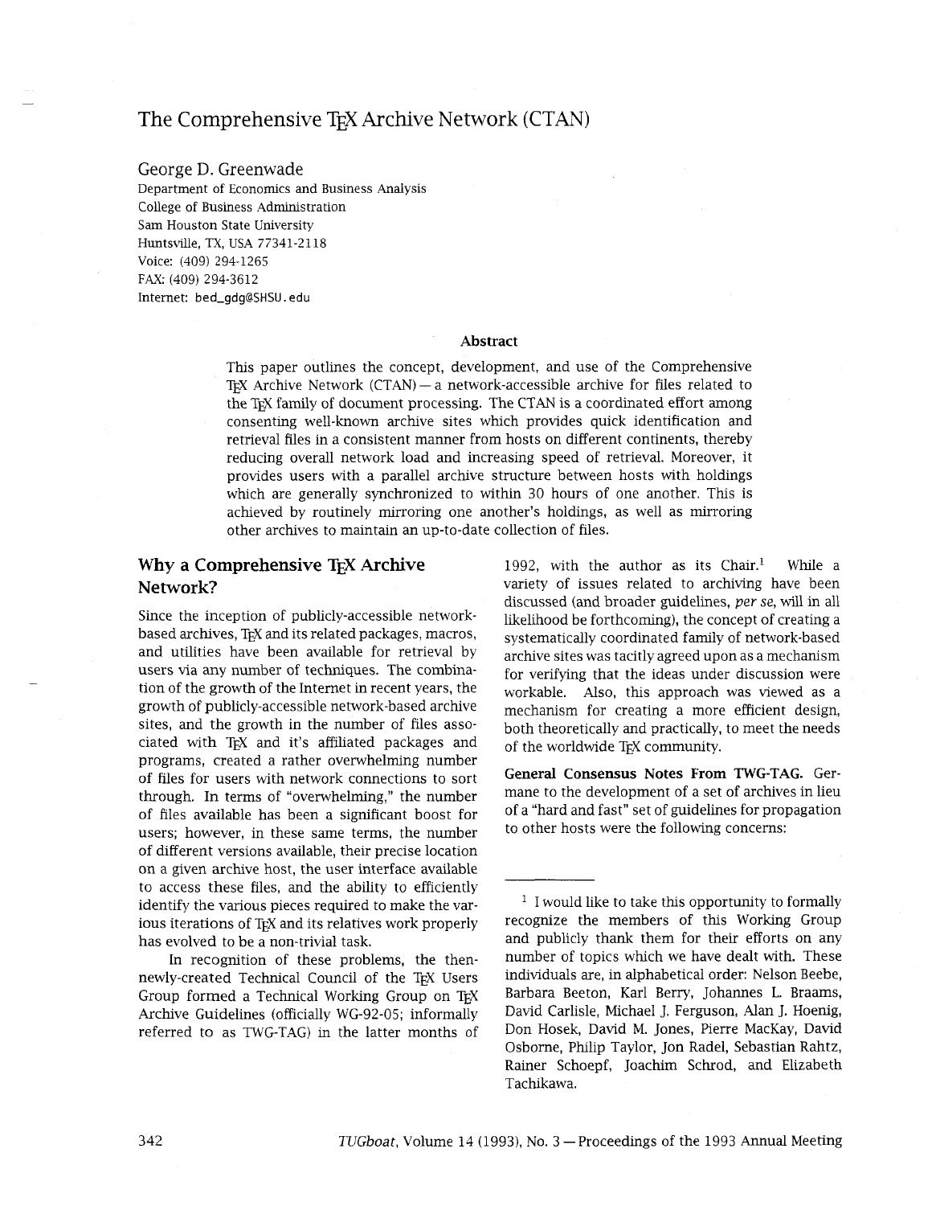# The Comprehensive TeX Archive Network (CTAN)

George D. Greenwade
Department of Economics and Business Analysis
College of Business Administration
Sam Houston State University
Huntsville, TX, USA 77341-2118
Voice: (409) 294-1265
FAX: (409) 294-3612
Internet: bed_gdg@SHSU.edu

### Abstract

This paper outlines the concept, development, and use of the Comprehensive TeX Archive Network (CTAN) — a network-accessible archive for files related to the TeX family of document processing. The CTAN is a coordinated effort among consenting well-known archive sites which provides quick identification and retrieval files in a consistent manner from hosts on different continents, thereby reducing overall network load and increasing speed of retrieval. Moreover, it provides users with a parallel archive structure between hosts with holdings which are generally synchronized to within 30 hours of one another. This is achieved by routinely mirroring one another's holdings, as well as mirroring other archives to maintain an up-to-date collection of files.

## Why a Comprehensive TeX Archive Network?

Since the inception of publicly-accessible network-based archives, TeX and its related packages, macros, and utilities have been available for retrieval by users via any number of techniques. The combination of the growth of the Internet in recent years, the growth of publicly-accessible network-based archive sites, and the growth in the number of files associated with TeX and it's affiliated packages and programs, created a rather overwhelming number of files for users with network connections to sort through. In terms of "overwhelming," the number of files available has been a significant boost for users; however, in these same terms, the number of different versions available, their precise location on a given archive host, the user interface available to access these files, and the ability to efficiently identify the various pieces required to make the various iterations of TeX and its relatives work properly has evolved to be a non-trivial task.

In recognition of these problems, the then-newly-created Technical Council of the TeX Users Group formed a Technical Working Group on TeX Archive Guidelines (officially WG-92-05; informally referred to as TWG-TAG) in the latter months of 1992, with the author as its Chair.[1] While a variety of issues related to archiving have been discussed (and broader guidelines, *per se*, will in all likelihood be forthcoming), the concept of creating a systematically coordinated family of network-based archive sites was tacitly agreed upon as a mechanism for verifying that the ideas under discussion were workable. Also, this approach was viewed as a mechanism for creating a more efficient design, both theoretically and practically, to meet the needs of the worldwide TeX community.

**General Consensus Notes From TWG-TAG.** Germane to the development of a set of archives in lieu of a "hard and fast" set of guidelines for propagation to other hosts were the following concerns:

[1] I would like to take this opportunity to formally recognize the members of this Working Group and publicly thank them for their efforts on any number of topics which we have dealt with. These individuals are, in alphabetical order: Nelson Beebe, Barbara Beeton, Karl Berry, Johannes L. Braams, David Carlisle, Michael J. Ferguson, Alan J. Hoenig, Don Hosek, David M. Jones, Pierre MacKay, David Osborne, Philip Taylor, Jon Radel, Sebastian Rahtz, Rainer Schoepf, Joachim Schrod, and Elizabeth Tachikawa.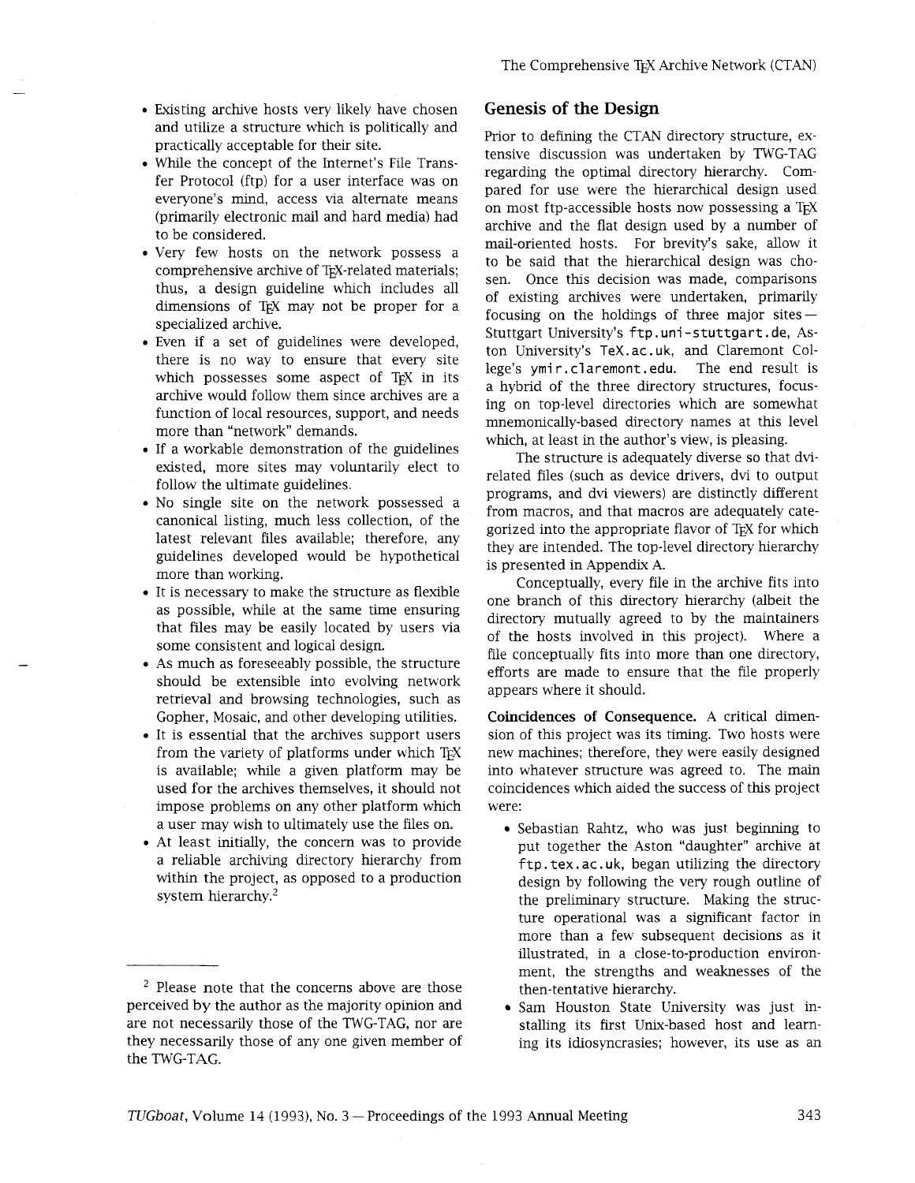- Existing archive hosts very likely have chosen and utilize a structure which is politically and practically acceptable for their site.
- While the concept of the Internet's File Transfer Protocol (ftp) for a user interface was on everyone's mind, access via alternate means (primarily electronic mail and hard media) had to be considered.
- Very few hosts on the network possess a comprehensive archive of TeX-related materials; thus, a design guideline which includes all dimensions of TeX may not be proper for a specialized archive.
- Even if a set of guidelines were developed, there is no way to ensure that every site which possesses some aspect of TeX in its archive would follow them since archives are a function of local resources, support, and needs more than "network" demands.
- If a workable demonstration of the guidelines existed, more sites may voluntarily elect to follow the ultimate guidelines.
- No single site on the network possessed a canonical listing, much less collection, of the latest relevant files available; therefore, any guidelines developed would be hypothetical more than working.
- It is necessary to make the structure as flexible as possible, while at the same time ensuring that files may be easily located by users via some consistent and logical design.
- As much as foreseeably possible, the structure should be extensible into evolving network retrieval and browsing technologies, such as Gopher, Mosaic, and other developing utilities.
- It is essential that the archives support users from the variety of platforms under which TeX is available; while a given platform may be used for the archives themselves, it should not impose problems on any other platform which a user may wish to ultimately use the files on.
- At least initially, the concern was to provide a reliable archiving directory hierarchy from within the project, as opposed to a production system hierarchy.[2]

[2] Please note that the concerns above are those perceived by the author as the majority opinion and are not necessarily those of the TWG-TAG, nor are they necessarily those of any one given member of the TWG-TAG.

## Genesis of the Design

Prior to defining the CTAN directory structure, extensive discussion was undertaken by TWG-TAG regarding the optimal directory hierarchy. Compared for use were the hierarchical design used on most ftp-accessible hosts now possessing a TeX archive and the flat design used by a number of mail-oriented hosts. For brevity's sake, allow it to be said that the hierarchical design was chosen. Once this decision was made, comparisons of existing archives were undertaken, primarily focusing on the holdings of three major sites—Stuttgart University's `ftp.uni-stuttgart.de`, Aston University's `TeX.ac.uk`, and Claremont College's `ymir.claremont.edu`. The end result is a hybrid of the three directory structures, focusing on top-level directories which are somewhat mnemonically-based directory names at this level which, at least in the author's view, is pleasing.

The structure is adequately diverse so that dvi-related files (such as device drivers, dvi to output programs, and dvi viewers) are distinctly different from macros, and that macros are adequately categorized into the appropriate flavor of TeX for which they are intended. The top-level directory hierarchy is presented in Appendix A.

Conceptually, every file in the archive fits into one branch of this directory hierarchy (albeit the directory mutually agreed to by the maintainers of the hosts involved in this project). Where a file conceptually fits into more than one directory, efforts are made to ensure that the file properly appears where it should.

**Coincidences of Consequence.** A critical dimension of this project was its timing. Two hosts were new machines; therefore, they were easily designed into whatever structure was agreed to. The main coincidences which aided the success of this project were:

- Sebastian Rahtz, who was just beginning to put together the Aston "daughter" archive at `ftp.tex.ac.uk`, began utilizing the directory design by following the very rough outline of the preliminary structure. Making the structure operational was a significant factor in more than a few subsequent decisions as it illustrated, in a close-to-production environment, the strengths and weaknesses of the then-tentative hierarchy.
- Sam Houston State University was just installing its first Unix-based host and learning its idiosyncrasies; however, its use as an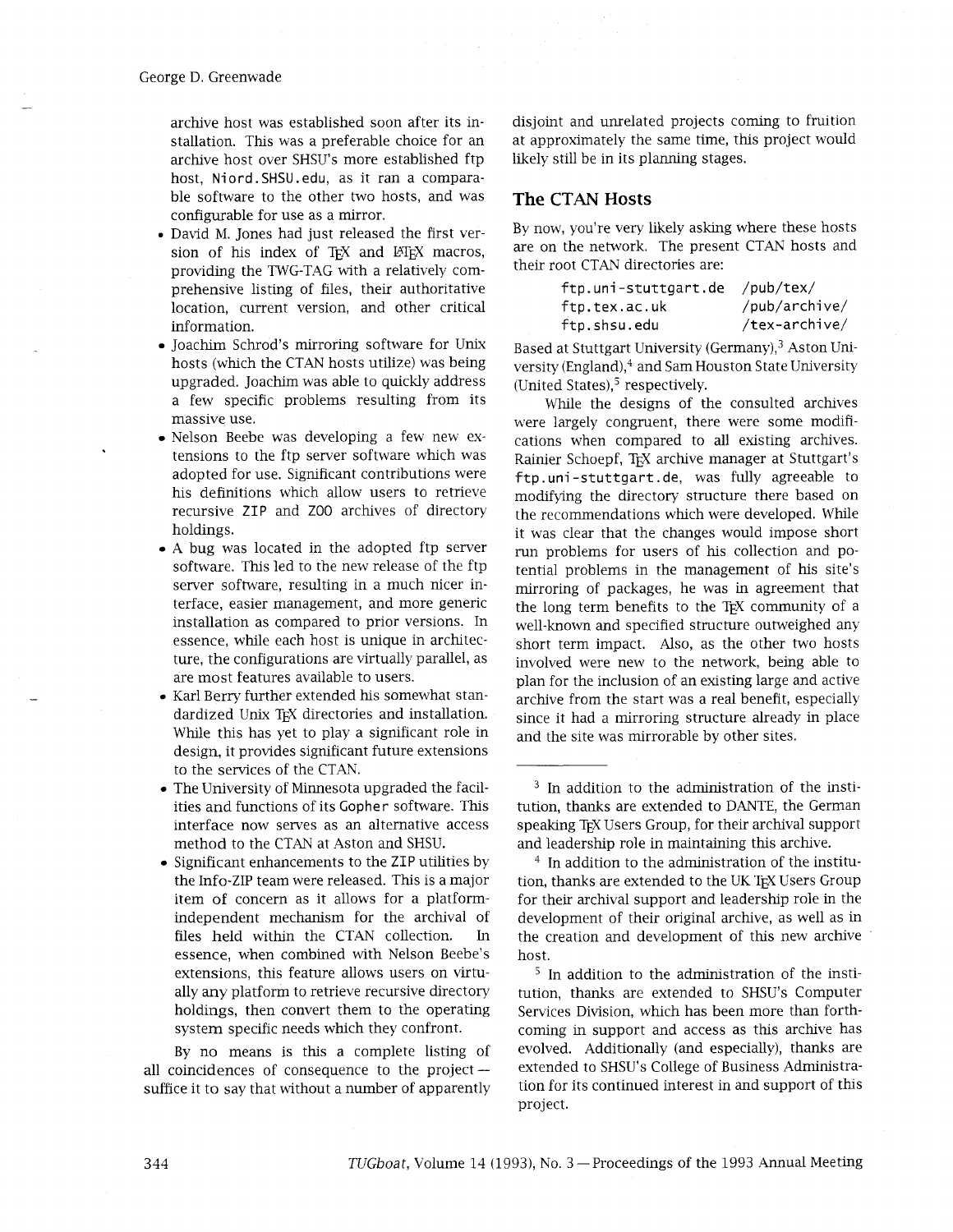archive host was established soon after its installation. This was a preferable choice for an archive host over SHSU's more established ftp host, `Niord.SHSU.edu`, as it ran a comparable software to the other two hosts, and was configurable for use as a mirror.

- David M. Jones had just released the first version of his index of TeX and LaTeX macros, providing the TWG-TAG with a relatively comprehensive listing of files, their authoritative location, current version, and other critical information.
- Joachim Schrod's mirroring software for Unix hosts (which the CTAN hosts utilize) was being upgraded. Joachim was able to quickly address a few specific problems resulting from its massive use.
- Nelson Beebe was developing a few new extensions to the ftp server software which was adopted for use. Significant contributions were his definitions which allow users to retrieve recursive `ZIP` and `ZOO` archives of directory holdings.
- A bug was located in the adopted ftp server software. This led to the new release of the ftp server software, resulting in a much nicer interface, easier management, and more generic installation as compared to prior versions. In essence, while each host is unique in architecture, the configurations are virtually parallel, as are most features available to users.
- Karl Berry further extended his somewhat standardized Unix TeX directories and installation. While this has yet to play a significant role in design, it provides significant future extensions to the services of the CTAN.
- The University of Minnesota upgraded the facilities and functions of its `Gopher` software. This interface now serves as an alternative access method to the CTAN at Aston and SHSU.
- Significant enhancements to the `ZIP` utilities by the Info-ZIP team were released. This is a major item of concern as it allows for a platform-independent mechanism for the archival of files held within the CTAN collection. In essence, when combined with Nelson Beebe's extensions, this feature allows users on virtually any platform to retrieve recursive directory holdings, then convert them to the operating system specific needs which they confront.

By no means is this a complete listing of all coincidences of consequence to the project—suffice it to say that without a number of apparently disjoint and unrelated projects coming to fruition at approximately the same time, this project would likely still be in its planning stages.

## The CTAN Hosts

By now, you're very likely asking where these hosts are on the network. The present CTAN hosts and their root CTAN directories are:

```
ftp.uni-stuttgart.de   /pub/tex/
ftp.tex.ac.uk          /pub/archive/
ftp.shsu.edu           /tex-archive/
```

Based at Stuttgart University (Germany),[3] Aston University (England),[4] and Sam Houston State University (United States),[5] respectively.

While the designs of the consulted archives were largely congruent, there were some modifications when compared to all existing archives. Rainier Schoepf, TeX archive manager at Stuttgart's `ftp.uni-stuttgart.de`, was fully agreeable to modifying the directory structure there based on the recommendations which were developed. While it was clear that the changes would impose short run problems for users of his collection and potential problems in the management of his site's mirroring of packages, he was in agreement that the long term benefits to the TeX community of a well-known and specified structure outweighed any short term impact. Also, as the other two hosts involved were new to the network, being able to plan for the inclusion of an existing large and active archive from the start was a real benefit, especially since it had a mirroring structure already in place and the site was mirrorable by other sites.

---

[3] In addition to the administration of the institution, thanks are extended to DANTE, the German speaking TeX Users Group, for their archival support and leadership role in maintaining this archive.

[4] In addition to the administration of the institution, thanks are extended to the UK TeX Users Group for their archival support and leadership role in the development of their original archive, as well as in the creation and development of this new archive host.

[5] In addition to the administration of the institution, thanks are extended to SHSU's Computer Services Division, which has been more than forthcoming in support and access as this archive has evolved. Additionally (and especially), thanks are extended to SHSU's College of Business Administration for its continued interest in and support of this project.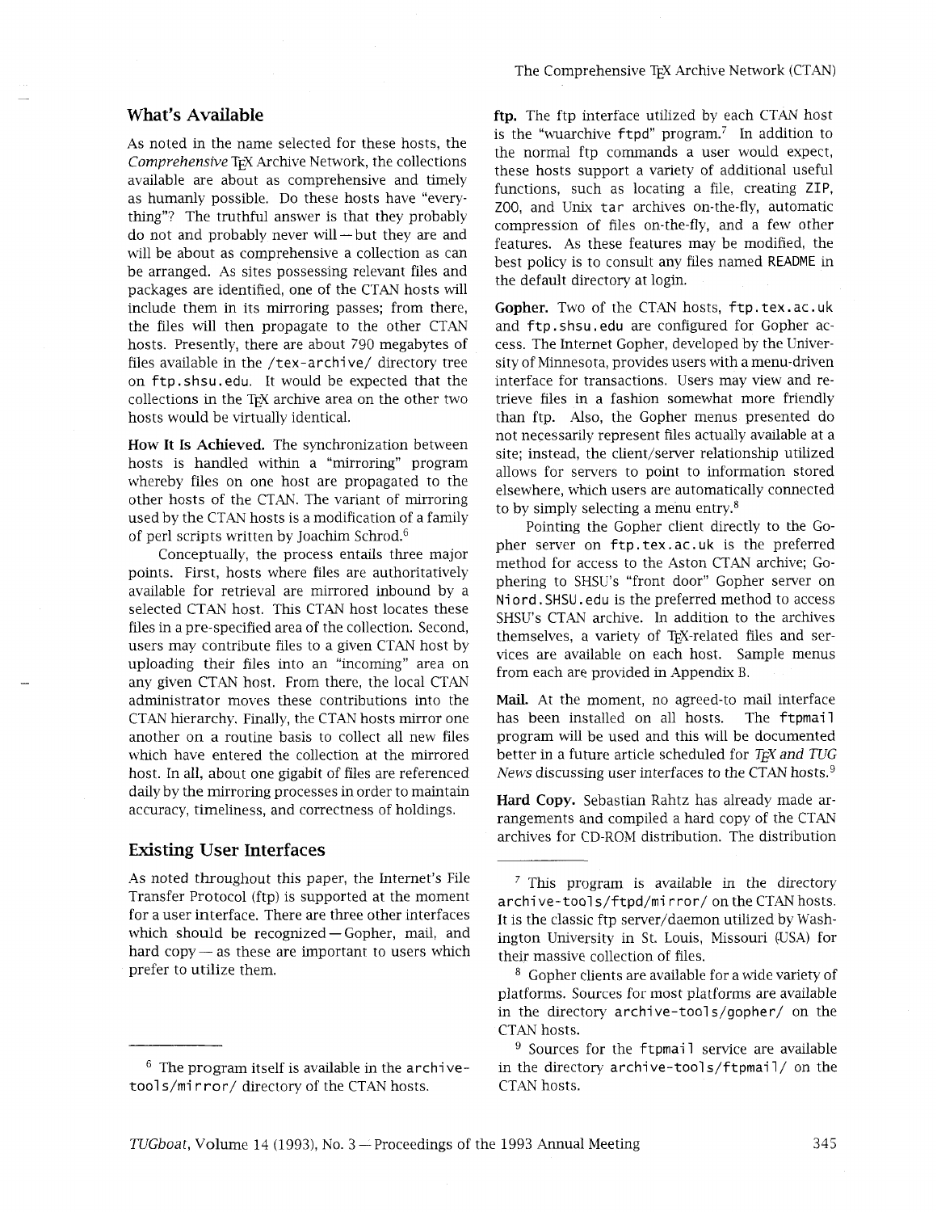## What's Available

As noted in the name selected for these hosts, the *Comprehensive* TEX Archive Network, the collections available are about as comprehensive and timely as humanly possible. Do these hosts have "everything"? The truthful answer is that they probably do not and probably never will — but they are and will be about as comprehensive a collection as can be arranged. As sites possessing relevant files and packages are identified, one of the CTAN hosts will include them in its mirroring passes; from there, the files will then propagate to the other CTAN hosts. Presently, there are about 790 megabytes of files available in the `/tex-archive/` directory tree on `ftp.shsu.edu`. It would be expected that the collections in the TEX archive area on the other two hosts would be virtually identical.

**How It Is Achieved.** The synchronization between hosts is handled within a "mirroring" program whereby files on one host are propagated to the other hosts of the CTAN. The variant of mirroring used by the CTAN hosts is a modification of a family of perl scripts written by Joachim Schrod.[6]

Conceptually, the process entails three major points. First, hosts where files are authoritatively available for retrieval are mirrored inbound by a selected CTAN host. This CTAN host locates these files in a pre-specified area of the collection. Second, users may contribute files to a given CTAN host by uploading their files into an "incoming" area on any given CTAN host. From there, the local CTAN administrator moves these contributions into the CTAN hierarchy. Finally, the CTAN hosts mirror one another on a routine basis to collect all new files which have entered the collection at the mirrored host. In all, about one gigabit of files are referenced daily by the mirroring processes in order to maintain accuracy, timeliness, and correctness of holdings.

## Existing User Interfaces

As noted throughout this paper, the Internet's File Transfer Protocol (ftp) is supported at the moment for a user interface. There are three other interfaces which should be recognized — Gopher, mail, and hard copy — as these are important to users which prefer to utilize them.

**ftp.** The ftp interface utilized by each CTAN host is the "wuarchive `ftpd`" program.[7] In addition to the normal ftp commands a user would expect, these hosts support a variety of additional useful functions, such as locating a file, creating ZIP, ZOO, and Unix `tar` archives on-the-fly, automatic compression of files on-the-fly, and a few other features. As these features may be modified, the best policy is to consult any files named README in the default directory at login.

**Gopher.** Two of the CTAN hosts, `ftp.tex.ac.uk` and `ftp.shsu.edu` are configured for Gopher access. The Internet Gopher, developed by the University of Minnesota, provides users with a menu-driven interface for transactions. Users may view and retrieve files in a fashion somewhat more friendly than ftp. Also, the Gopher menus presented do not necessarily represent files actually available at a site; instead, the client/server relationship utilized allows for servers to point to information stored elsewhere, which users are automatically connected to by simply selecting a menu entry.[8]

Pointing the Gopher client directly to the Gopher server on `ftp.tex.ac.uk` is the preferred method for access to the Aston CTAN archive; Gophering to SHSU's "front door" Gopher server on `Niord.SHSU.edu` is the preferred method to access SHSU's CTAN archive. In addition to the archives themselves, a variety of TEX-related files and services are available on each host. Sample menus from each are provided in Appendix B.

**Mail.** At the moment, no agreed-to mail interface has been installed on all hosts. The `ftpmail` program will be used and this will be documented better in a future article scheduled for *TEX and TUG News* discussing user interfaces to the CTAN hosts.[9]

**Hard Copy.** Sebastian Rahtz has already made arrangements and compiled a hard copy of the CTAN archives for CD-ROM distribution. The distribution

---

[6] The program itself is available in the `archive-tools/mirror/` directory of the CTAN hosts.

[7] This program is available in the directory `archive-tools/ftpd/mirror/` on the CTAN hosts. It is the classic ftp server/daemon utilized by Washington University in St. Louis, Missouri (USA) for their massive collection of files.

[8] Gopher clients are available for a wide variety of platforms. Sources for most platforms are available in the directory `archive-tools/gopher/` on the CTAN hosts.

[9] Sources for the `ftpmail` service are available in the directory `archive-tools/ftpmail/` on the CTAN hosts.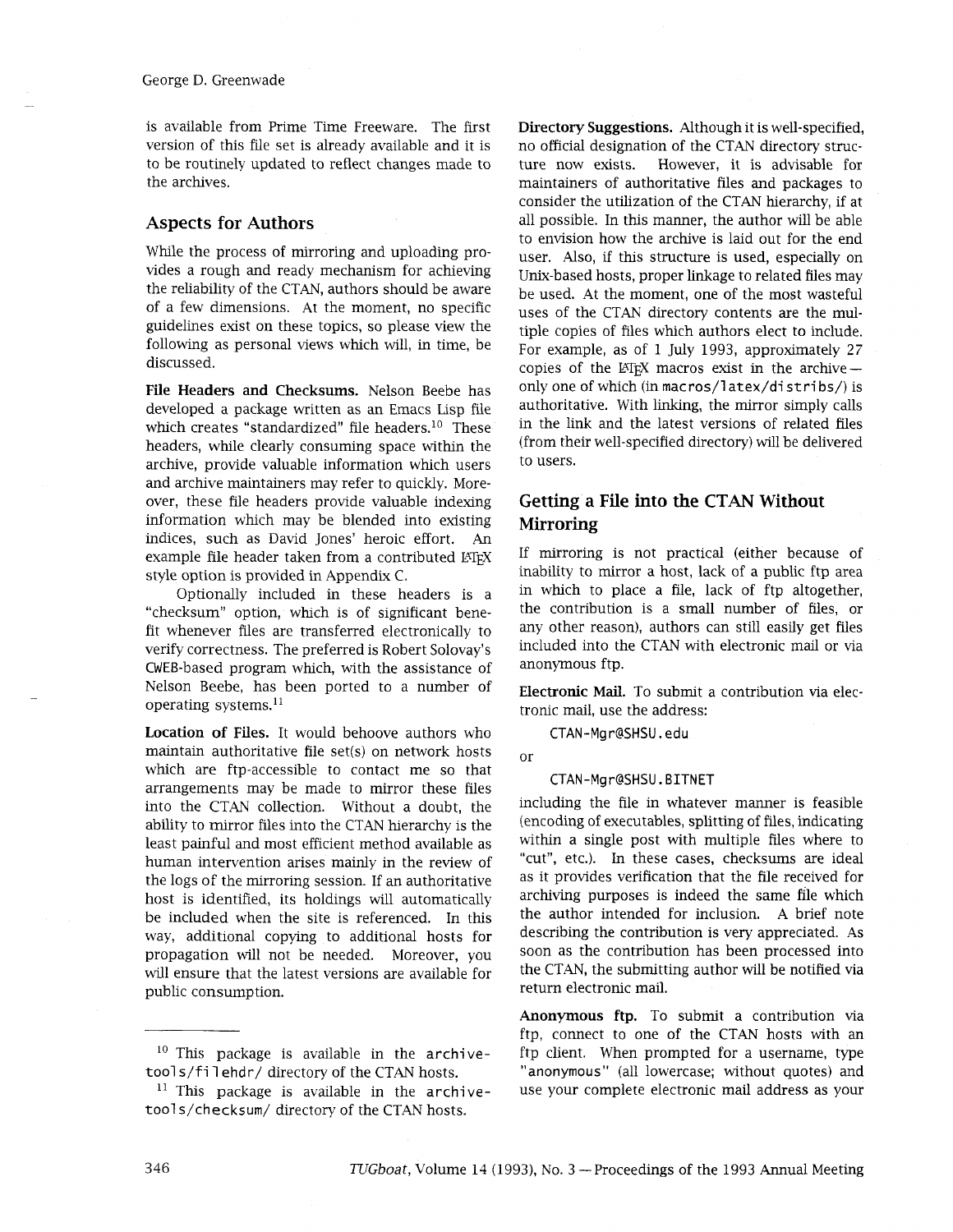is available from Prime Time Freeware. The first version of this file set is already available and it is to be routinely updated to reflect changes made to the archives.

## Aspects for Authors

While the process of mirroring and uploading provides a rough and ready mechanism for achieving the reliability of the CTAN, authors should be aware of a few dimensions. At the moment, no specific guidelines exist on these topics, so please view the following as personal views which will, in time, be discussed.

**File Headers and Checksums.** Nelson Beebe has developed a package written as an Emacs Lisp file which creates "standardized" file headers.[10] These headers, while clearly consuming space within the archive, provide valuable information which users and archive maintainers may refer to quickly. Moreover, these file headers provide valuable indexing information which may be blended into existing indices, such as David Jones' heroic effort. An example file header taken from a contributed LaTeX style option is provided in Appendix C.

Optionally included in these headers is a "checksum" option, which is of significant benefit whenever files are transferred electronically to verify correctness. The preferred is Robert Solovay's CWEB-based program which, with the assistance of Nelson Beebe, has been ported to a number of operating systems.[11]

**Location of Files.** It would behoove authors who maintain authoritative file set(s) on network hosts which are ftp-accessible to contact me so that arrangements may be made to mirror these files into the CTAN collection. Without a doubt, the ability to mirror files into the CTAN hierarchy is the least painful and most efficient method available as human intervention arises mainly in the review of the logs of the mirroring session. If an authoritative host is identified, its holdings will automatically be included when the site is referenced. In this way, additional copying to additional hosts for propagation will not be needed. Moreover, you will ensure that the latest versions are available for public consumption.

**Directory Suggestions.** Although it is well-specified, no official designation of the CTAN directory structure now exists. However, it is advisable for maintainers of authoritative files and packages to consider the utilization of the CTAN hierarchy, if at all possible. In this manner, the author will be able to envision how the archive is laid out for the end user. Also, if this structure is used, especially on Unix-based hosts, proper linkage to related files may be used. At the moment, one of the most wasteful uses of the CTAN directory contents are the multiple copies of files which authors elect to include. For example, as of 1 July 1993, approximately 27 copies of the LaTeX macros exist in the archive — only one of which (in `macros/latex/distribs/`) is authoritative. With linking, the mirror simply calls in the link and the latest versions of related files (from their well-specified directory) will be delivered to users.

## Getting a File into the CTAN Without Mirroring

If mirroring is not practical (either because of inability to mirror a host, lack of a public ftp area in which to place a file, lack of ftp altogether, the contribution is a small number of files, or any other reason), authors can still easily get files included into the CTAN with electronic mail or via anonymous ftp.

**Electronic Mail.** To submit a contribution via electronic mail, use the address:

```
CTAN-Mgr@SHSU.edu
```

or

```
CTAN-Mgr@SHSU.BITNET
```

including the file in whatever manner is feasible (encoding of executables, splitting of files, indicating within a single post with multiple files where to "cut", etc.). In these cases, checksums are ideal as it provides verification that the file received for archiving purposes is indeed the same file which the author intended for inclusion. A brief note describing the contribution is very appreciated. As soon as the contribution has been processed into the CTAN, the submitting author will be notified via return electronic mail.

**Anonymous ftp.** To submit a contribution via ftp, connect to one of the CTAN hosts with an ftp client. When prompted for a username, type `"anonymous"` (all lowercase; without quotes) and use your complete electronic mail address as your

---

[10] This package is available in the `archive-tools/filehdr/` directory of the CTAN hosts.

[11] This package is available in the `archive-tools/checksum/` directory of the CTAN hosts.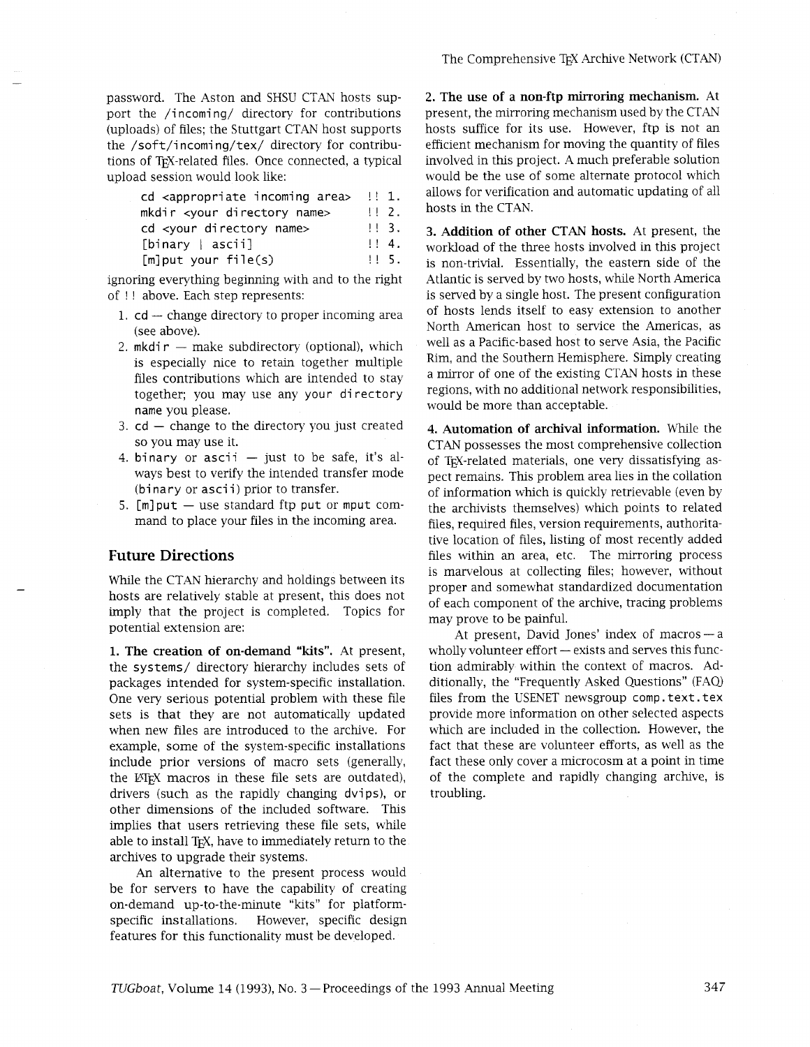password. The Aston and SHSU CTAN hosts support the /incoming/ directory for contributions (uploads) of files; the Stuttgart CTAN host supports the /soft/incoming/tex/ directory for contributions of TeX-related files. Once connected, a typical upload session would look like:

```
cd <appropriate incoming area>  !! 1.
mkdir <your directory name>     !! 2.
cd <your directory name>        !! 3.
[binary | ascii]                !! 4.
[m]put your file(s)             !! 5.
```

ignoring everything beginning with and to the right of !! above. Each step represents:

1. cd — change directory to proper incoming area (see above).
2. mkdir — make subdirectory (optional), which is especially nice to retain together multiple files contributions which are intended to stay together; you may use any your directory name you please.
3. cd — change to the directory you just created so you may use it.
4. binary or ascii — just to be safe, it's always best to verify the intended transfer mode (binary or ascii) prior to transfer.
5. [m]put — use standard ftp put or mput command to place your files in the incoming area.

## Future Directions

While the CTAN hierarchy and holdings between its hosts are relatively stable at present, this does not imply that the project is completed. Topics for potential extension are:

**1. The creation of on-demand "kits".** At present, the systems/ directory hierarchy includes sets of packages intended for system-specific installation. One very serious potential problem with these file sets is that they are not automatically updated when new files are introduced to the archive. For example, some of the system-specific installations include prior versions of macro sets (generally, the LaTeX macros in these file sets are outdated), drivers (such as the rapidly changing dvips), or other dimensions of the included software. This implies that users retrieving these file sets, while able to install TeX, have to immediately return to the archives to upgrade their systems.

An alternative to the present process would be for servers to have the capability of creating on-demand up-to-the-minute "kits" for platform-specific installations. However, specific design features for this functionality must be developed.

**2. The use of a non-ftp mirroring mechanism.** At present, the mirroring mechanism used by the CTAN hosts suffice for its use. However, ftp is not an efficient mechanism for moving the quantity of files involved in this project. A much preferable solution would be the use of some alternate protocol which allows for verification and automatic updating of all hosts in the CTAN.

**3. Addition of other CTAN hosts.** At present, the workload of the three hosts involved in this project is non-trivial. Essentially, the eastern side of the Atlantic is served by two hosts, while North America is served by a single host. The present configuration of hosts lends itself to easy extension to another North American host to service the Americas, as well as a Pacific-based host to serve Asia, the Pacific Rim, and the Southern Hemisphere. Simply creating a mirror of one of the existing CTAN hosts in these regions, with no additional network responsibilities, would be more than acceptable.

**4. Automation of archival information.** While the CTAN possesses the most comprehensive collection of TeX-related materials, one very dissatisfying aspect remains. This problem area lies in the collation of information which is quickly retrievable (even by the archivists themselves) which points to related files, required files, version requirements, authoritative location of files, listing of most recently added files within an area, etc. The mirroring process is marvelous at collecting files; however, without proper and somewhat standardized documentation of each component of the archive, tracing problems may prove to be painful.

At present, David Jones' index of macros — a wholly volunteer effort — exists and serves this function admirably within the context of macros. Additionally, the "Frequently Asked Questions" (FAQ) files from the USENET newsgroup comp.text.tex provide more information on other selected aspects which are included in the collection. However, the fact that these are volunteer efforts, as well as the fact these only cover a microcosm at a point in time of the complete and rapidly changing archive, is troubling.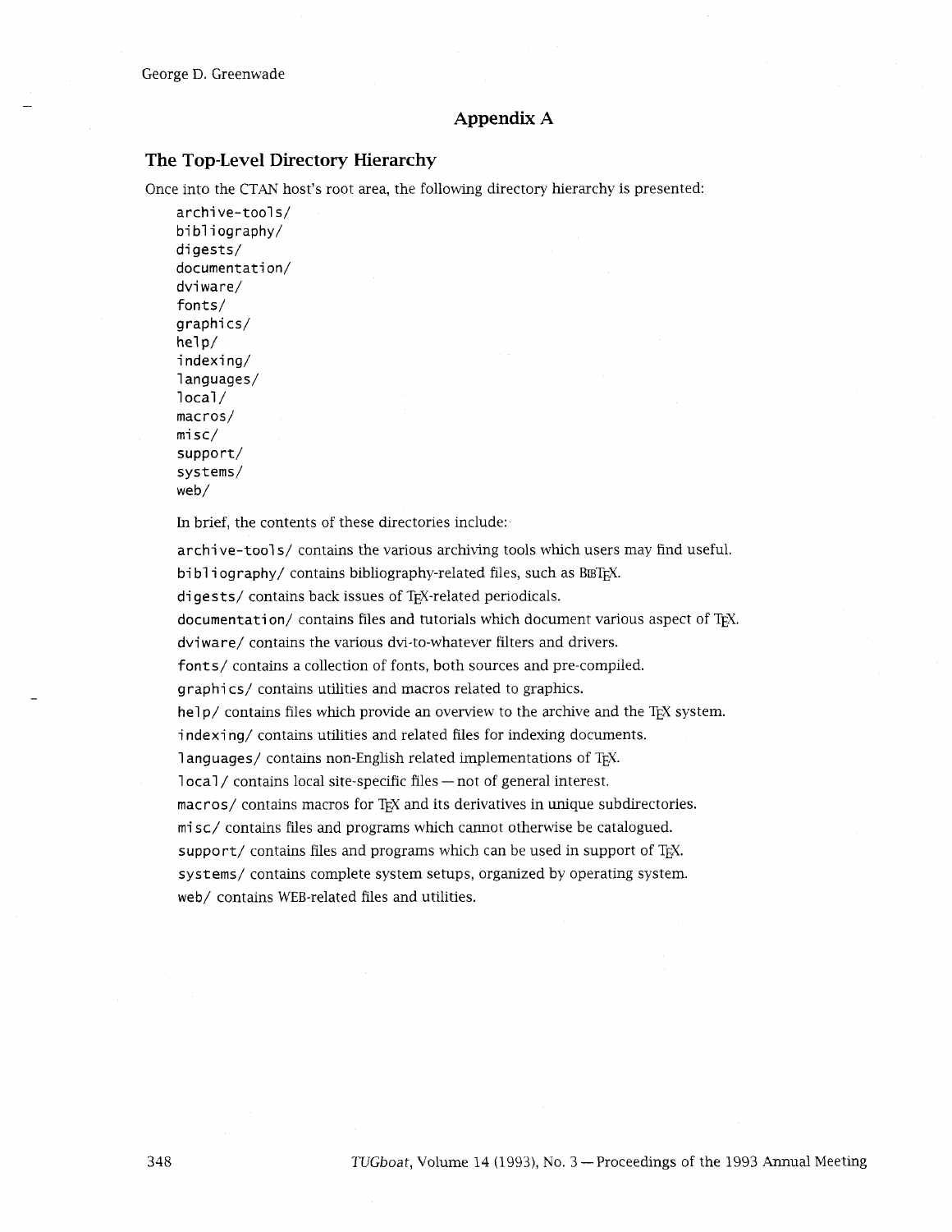## Appendix A

### The Top-Level Directory Hierarchy

Once into the CTAN host's root area, the following directory hierarchy is presented:

```
archive-tools/
bibliography/
digests/
documentation/
dviware/
fonts/
graphics/
help/
indexing/
languages/
local/
macros/
misc/
support/
systems/
web/
```

In brief, the contents of these directories include:

`archive-tools/` contains the various archiving tools which users may find useful.

`bibliography/` contains bibliography-related files, such as BIBTEX.

`digests/` contains back issues of TEX-related periodicals.

`documentation/` contains files and tutorials which document various aspect of TEX.

`dviware/` contains the various dvi-to-whatever filters and drivers.

`fonts/` contains a collection of fonts, both sources and pre-compiled.

`graphics/` contains utilities and macros related to graphics.

`help/` contains files which provide an overview to the archive and the TEX system.

`indexing/` contains utilities and related files for indexing documents.

`languages/` contains non-English related implementations of TEX.

`local/` contains local site-specific files — not of general interest.

`macros/` contains macros for TEX and its derivatives in unique subdirectories.

`misc/` contains files and programs which cannot otherwise be catalogued.

`support/` contains files and programs which can be used in support of TEX.

`systems/` contains complete system setups, organized by operating system.

`web/` contains WEB-related files and utilities.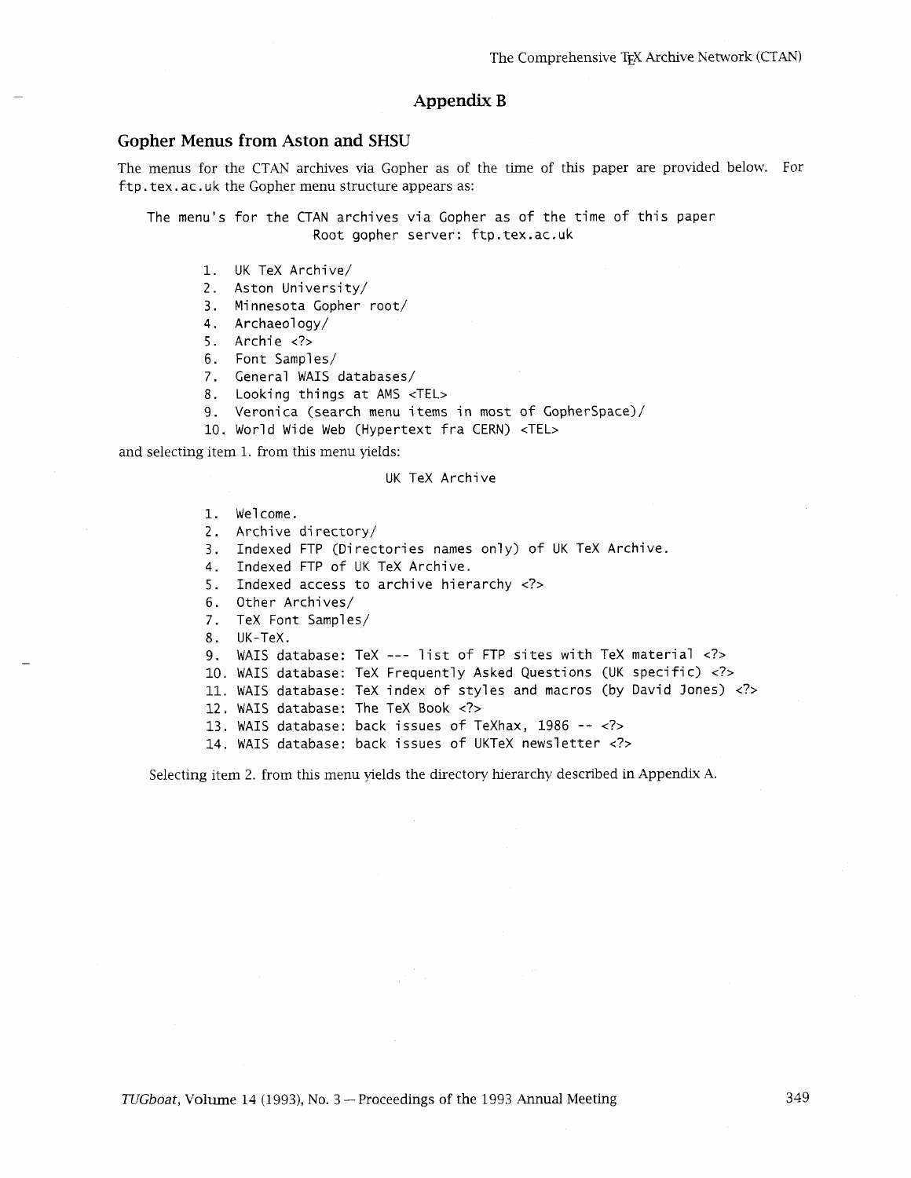# Appendix B

## Gopher Menus from Aston and SHSU

The menus for the CTAN archives via Gopher as of the time of this paper are provided below. For `ftp.tex.ac.uk` the Gopher menu structure appears as:

```
The menu's for the CTAN archives via Gopher as of the time of this paper
                   Root gopher server: ftp.tex.ac.uk

        1.  UK TeX Archive/
        2.  Aston University/
        3.  Minnesota Gopher root/
        4.  Archaeology/
        5.  Archie <?>
        6.  Font Samples/
        7.  General WAIS databases/
        8.  Looking things at AMS <TEL>
        9.  Veronica (search menu items in most of GopherSpace)/
        10. World Wide Web (Hypertext fra CERN) <TEL>
```

and selecting item 1. from this menu yields:

```
                              UK TeX Archive

        1.  Welcome.
        2.  Archive directory/
        3.  Indexed FTP (Directories names only) of UK TeX Archive.
        4.  Indexed FTP of UK TeX Archive.
        5.  Indexed access to archive hierarchy <?>
        6.  Other Archives/
        7.  TeX Font Samples/
        8.  UK-TeX.
        9.  WAIS database: TeX --- list of FTP sites with TeX material <?>
        10. WAIS database: TeX Frequently Asked Questions (UK specific) <?>
        11. WAIS database: TeX index of styles and macros (by David Jones) <?>
        12. WAIS database: The TeX Book <?>
        13. WAIS database: back issues of TeXhax, 1986 -- <?>
        14. WAIS database: back issues of UKTeX newsletter <?>
```

Selecting item 2. from this menu yields the directory hierarchy described in Appendix A.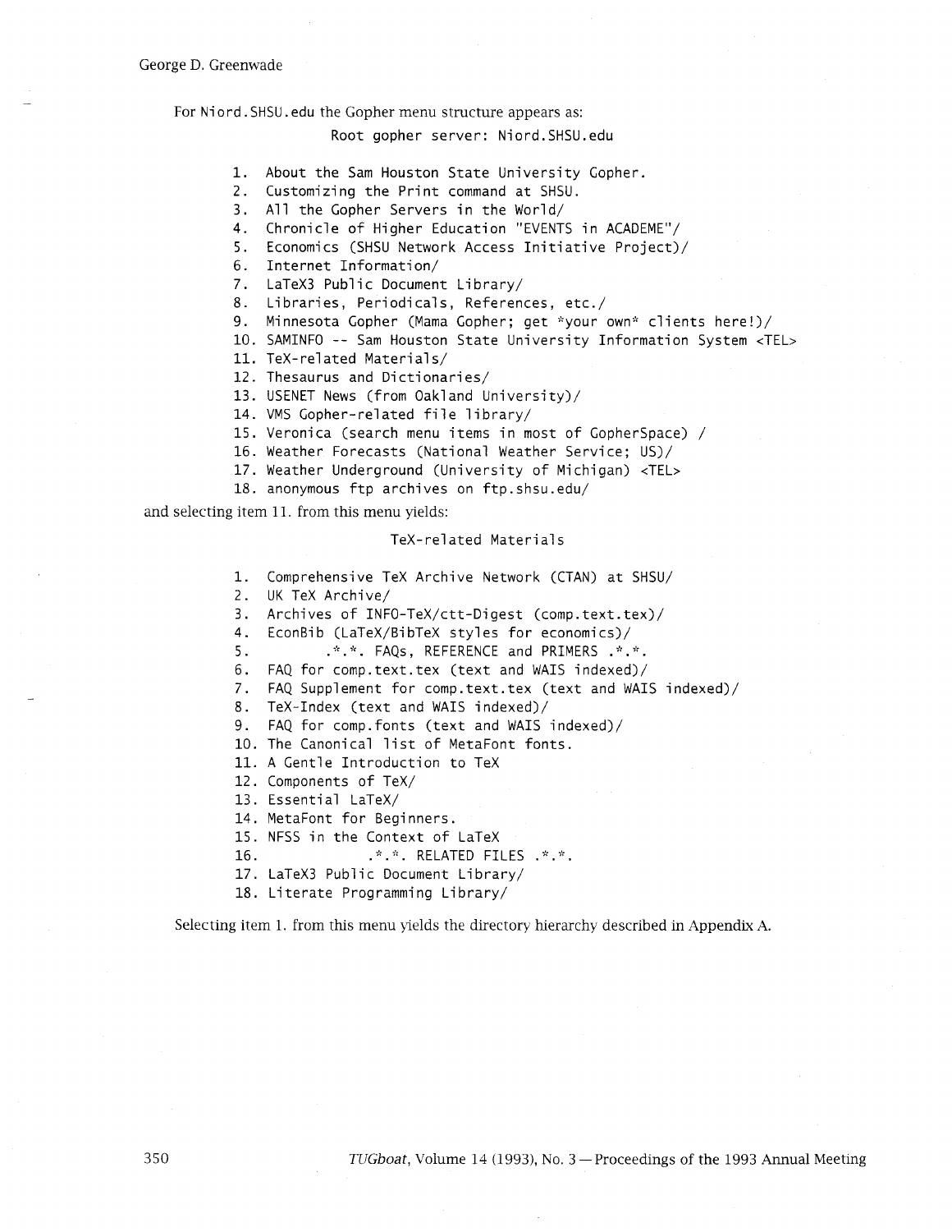For `Niord.SHSU.edu` the Gopher menu structure appears as:

```
                    Root gopher server: Niord.SHSU.edu

 1.  About the Sam Houston State University Gopher.
 2.  Customizing the Print command at SHSU.
 3.  All the Gopher Servers in the World/
 4.  Chronicle of Higher Education "EVENTS in ACADEME"/
 5.  Economics (SHSU Network Access Initiative Project)/
 6.  Internet Information/
 7.  LaTeX3 Public Document Library/
 8.  Libraries, Periodicals, References, etc./
 9.  Minnesota Gopher (Mama Gopher; get *your own* clients here!)/
 10. SAMINFO -- Sam Houston State University Information System <TEL>
 11. TeX-related Materials/
 12. Thesaurus and Dictionaries/
 13. USENET News (from Oakland University)/
 14. VMS Gopher-related file library/
 15. Veronica (search menu items in most of GopherSpace) /
 16. Weather Forecasts (National Weather Service; US)/
 17. Weather Underground (University of Michigan) <TEL>
 18. anonymous ftp archives on ftp.shsu.edu/
```

and selecting item 11. from this menu yields:

```
                    TeX-related Materials

 1.  Comprehensive TeX Archive Network (CTAN) at SHSU/
 2.  UK TeX Archive/
 3.  Archives of INFO-TeX/ctt-Digest (comp.text.tex)/
 4.  EconBib (LaTeX/BibTeX styles for economics)/
 5.         .*.*. FAQs, REFERENCE and PRIMERS .*.*.
 6.  FAQ for comp.text.tex (text and WAIS indexed)/
 7.  FAQ Supplement for comp.text.tex (text and WAIS indexed)/
 8.  TeX-Index (text and WAIS indexed)/
 9.  FAQ for comp.fonts (text and WAIS indexed)/
 10. The Canonical list of MetaFont fonts.
 11. A Gentle Introduction to TeX
 12. Components of TeX/
 13. Essential LaTeX/
 14. MetaFont for Beginners.
 15. NFSS in the Context of LaTeX
 16.              .*.*. RELATED FILES .*.*.
 17. LaTeX3 Public Document Library/
 18. Literate Programming Library/
```

Selecting item 1. from this menu yields the directory hierarchy described in Appendix A.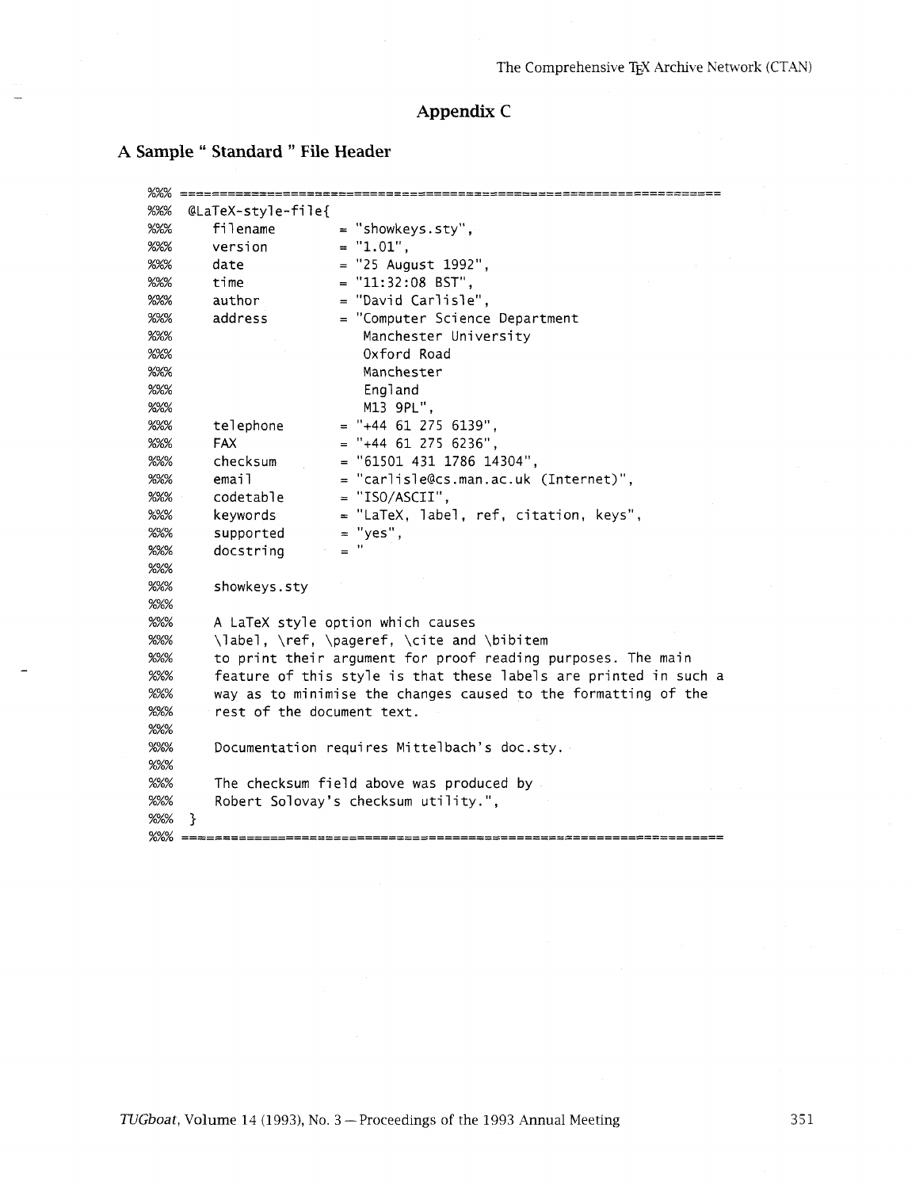## Appendix C

### A Sample " Standard " File Header

```
%%% ====================================================================
%%%  @LaTeX-style-file{
%%%     filename        = "showkeys.sty",
%%%     version         = "1.01",
%%%     date            = "25 August 1992",
%%%     time            = "11:32:08 BST",
%%%     author          = "David Carlisle",
%%%     address         = "Computer Science Department
%%%                        Manchester University
%%%                        Oxford Road
%%%                        Manchester
%%%                        England
%%%                        M13 9PL",
%%%     telephone       = "+44 61 275 6139",
%%%     FAX             = "+44 61 275 6236",
%%%     checksum        = "61501 431 1786 14304",
%%%     email           = "carlisle@cs.man.ac.uk (Internet)",
%%%     codetable       = "ISO/ASCII",
%%%     keywords        = "LaTeX, label, ref, citation, keys",
%%%     supported       = "yes",
%%%     docstring       = "
%%%
%%%     showkeys.sty
%%%
%%%     A LaTeX style option which causes
%%%     \label, \ref, \pageref, \cite and \bibitem
%%%     to print their argument for proof reading purposes. The main
%%%     feature of this style is that these labels are printed in such a
%%%     way as to minimise the changes caused to the formatting of the
%%%     rest of the document text.
%%%
%%%     Documentation requires Mittelbach's doc.sty.
%%%
%%%     The checksum field above was produced by
%%%     Robert Solovay's checksum utility.",
%%%  }
%%% ====================================================================
```